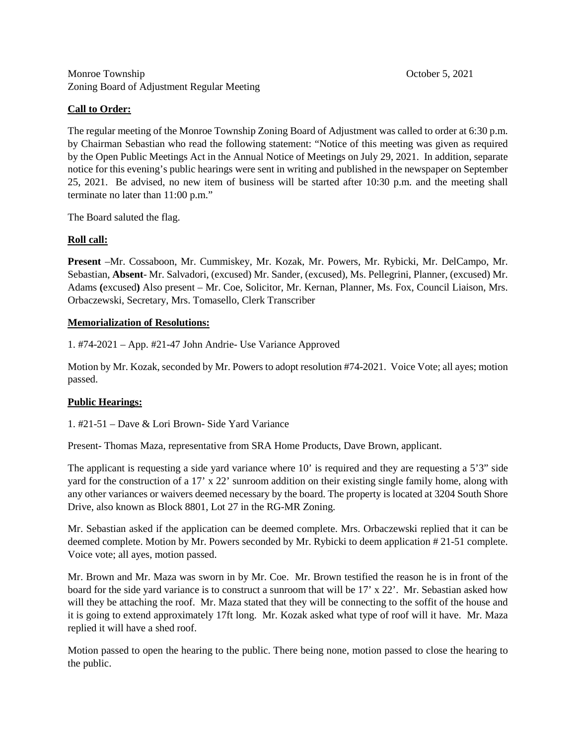Monroe Township  October 5, 2021
Zoning Board of Adjustment Regular Meeting

**Call to Order:**

The regular meeting of the Monroe Township Zoning Board of Adjustment was called to order at 6:30 p.m. by Chairman Sebastian who read the following statement: "Notice of this meeting was given as required by the Open Public Meetings Act in the Annual Notice of Meetings on July 29, 2021. In addition, separate notice for this evening's public hearings were sent in writing and published in the newspaper on September 25, 2021. Be advised, no new item of business will be started after 10:30 p.m. and the meeting shall terminate no later than 11:00 p.m."

The Board saluted the flag.

**Roll call:**

**Present** –Mr. Cossaboon, Mr. Cummiskey, Mr. Kozak, Mr. Powers, Mr. Rybicki, Mr. DelCampo, Mr. Sebastian, **Absent**- Mr. Salvadori, (excused) Mr. Sander, (excused), Ms. Pellegrini, Planner, (excused) Mr. Adams **(**excused**)** Also present – Mr. Coe, Solicitor, Mr. Kernan, Planner, Ms. Fox, Council Liaison, Mrs. Orbaczewski, Secretary, Mrs. Tomasello, Clerk Transcriber

**Memorialization of Resolutions:**

1. #74-2021 – App. #21-47 John Andrie- Use Variance Approved

Motion by Mr. Kozak, seconded by Mr. Powers to adopt resolution #74-2021. Voice Vote; all ayes; motion passed.

**Public Hearings:**

1. #21-51 – Dave & Lori Brown- Side Yard Variance

Present- Thomas Maza, representative from SRA Home Products, Dave Brown, applicant.

The applicant is requesting a side yard variance where 10' is required and they are requesting a 5'3" side yard for the construction of a 17' x 22' sunroom addition on their existing single family home, along with any other variances or waivers deemed necessary by the board. The property is located at 3204 South Shore Drive, also known as Block 8801, Lot 27 in the RG-MR Zoning.

Mr. Sebastian asked if the application can be deemed complete. Mrs. Orbaczewski replied that it can be deemed complete. Motion by Mr. Powers seconded by Mr. Rybicki to deem application # 21-51 complete. Voice vote; all ayes, motion passed.

Mr. Brown and Mr. Maza was sworn in by Mr. Coe. Mr. Brown testified the reason he is in front of the board for the side yard variance is to construct a sunroom that will be 17' x 22'. Mr. Sebastian asked how will they be attaching the roof. Mr. Maza stated that they will be connecting to the soffit of the house and it is going to extend approximately 17ft long. Mr. Kozak asked what type of roof will it have. Mr. Maza replied it will have a shed roof.

Motion passed to open the hearing to the public. There being none, motion passed to close the hearing to the public.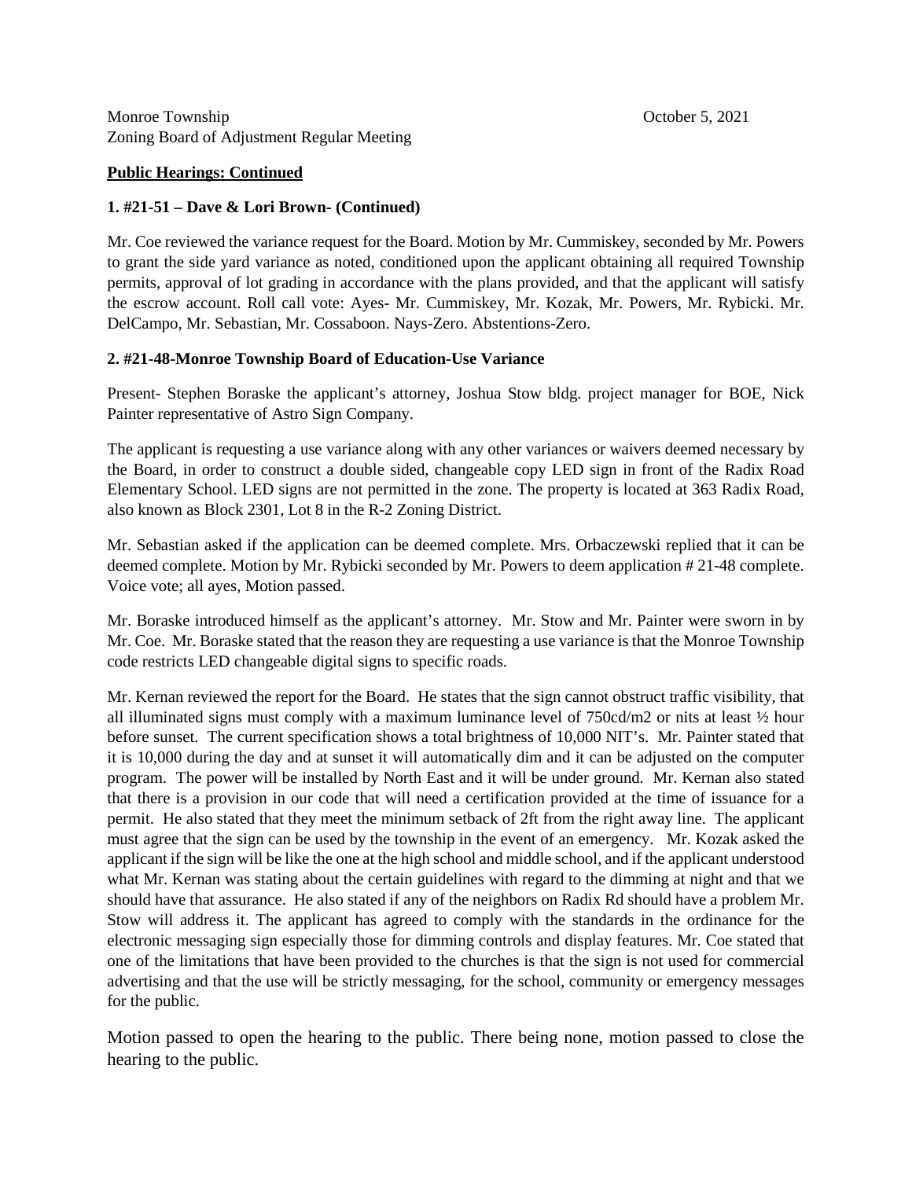Monroe Township October 5, 2021
Zoning Board of Adjustment Regular Meeting

**Public Hearings: Continued**

**1. #21-51 – Dave & Lori Brown- (Continued)**

Mr. Coe reviewed the variance request for the Board. Motion by Mr. Cummiskey, seconded by Mr. Powers to grant the side yard variance as noted, conditioned upon the applicant obtaining all required Township permits, approval of lot grading in accordance with the plans provided, and that the applicant will satisfy the escrow account. Roll call vote: Ayes- Mr. Cummiskey, Mr. Kozak, Mr. Powers, Mr. Rybicki. Mr. DelCampo, Mr. Sebastian, Mr. Cossaboon. Nays-Zero. Abstentions-Zero.

**2. #21-48-Monroe Township Board of Education-Use Variance**

Present- Stephen Boraske the applicant's attorney, Joshua Stow bldg. project manager for BOE, Nick Painter representative of Astro Sign Company.

The applicant is requesting a use variance along with any other variances or waivers deemed necessary by the Board, in order to construct a double sided, changeable copy LED sign in front of the Radix Road Elementary School. LED signs are not permitted in the zone. The property is located at 363 Radix Road, also known as Block 2301, Lot 8 in the R-2 Zoning District.

Mr. Sebastian asked if the application can be deemed complete. Mrs. Orbaczewski replied that it can be deemed complete. Motion by Mr. Rybicki seconded by Mr. Powers to deem application # 21-48 complete. Voice vote; all ayes, Motion passed.

Mr. Boraske introduced himself as the applicant's attorney. Mr. Stow and Mr. Painter were sworn in by Mr. Coe. Mr. Boraske stated that the reason they are requesting a use variance is that the Monroe Township code restricts LED changeable digital signs to specific roads.

Mr. Kernan reviewed the report for the Board. He states that the sign cannot obstruct traffic visibility, that all illuminated signs must comply with a maximum luminance level of 750cd/m2 or nits at least ½ hour before sunset. The current specification shows a total brightness of 10,000 NIT's. Mr. Painter stated that it is 10,000 during the day and at sunset it will automatically dim and it can be adjusted on the computer program. The power will be installed by North East and it will be under ground. Mr. Kernan also stated that there is a provision in our code that will need a certification provided at the time of issuance for a permit. He also stated that they meet the minimum setback of 2ft from the right away line. The applicant must agree that the sign can be used by the township in the event of an emergency. Mr. Kozak asked the applicant if the sign will be like the one at the high school and middle school, and if the applicant understood what Mr. Kernan was stating about the certain guidelines with regard to the dimming at night and that we should have that assurance. He also stated if any of the neighbors on Radix Rd should have a problem Mr. Stow will address it. The applicant has agreed to comply with the standards in the ordinance for the electronic messaging sign especially those for dimming controls and display features. Mr. Coe stated that one of the limitations that have been provided to the churches is that the sign is not used for commercial advertising and that the use will be strictly messaging, for the school, community or emergency messages for the public.

Motion passed to open the hearing to the public. There being none, motion passed to close the hearing to the public.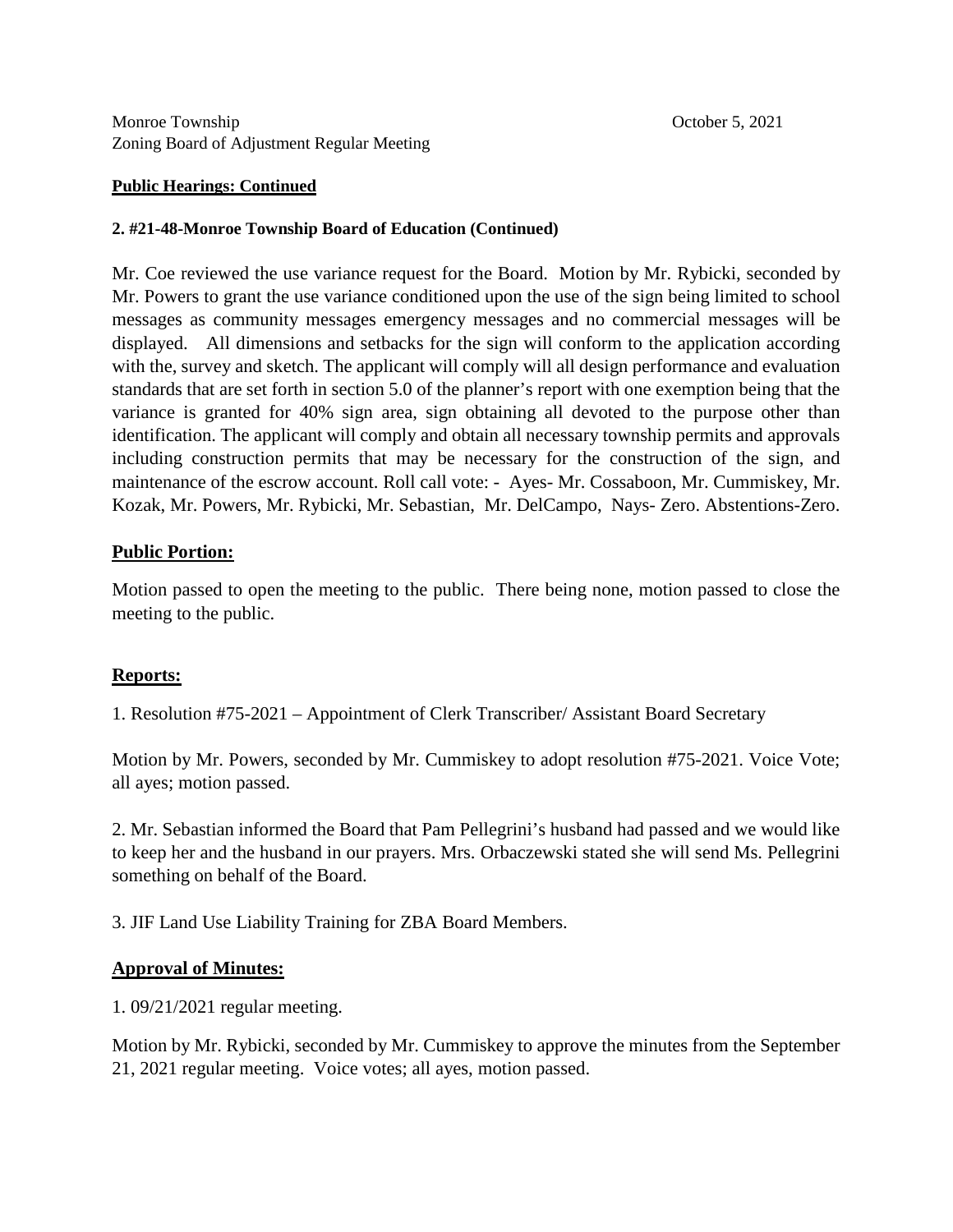**Public Hearings: Continued**

**2. #21-48-Monroe Township Board of Education (Continued)**

Mr. Coe reviewed the use variance request for the Board. Motion by Mr. Rybicki, seconded by Mr. Powers to grant the use variance conditioned upon the use of the sign being limited to school messages as community messages emergency messages and no commercial messages will be displayed. All dimensions and setbacks for the sign will conform to the application according with the, survey and sketch. The applicant will comply will all design performance and evaluation standards that are set forth in section 5.0 of the planner's report with one exemption being that the variance is granted for 40% sign area, sign obtaining all devoted to the purpose other than identification. The applicant will comply and obtain all necessary township permits and approvals including construction permits that may be necessary for the construction of the sign, and maintenance of the escrow account. Roll call vote: - Ayes- Mr. Cossaboon, Mr. Cummiskey, Mr. Kozak, Mr. Powers, Mr. Rybicki, Mr. Sebastian, Mr. DelCampo, Nays- Zero. Abstentions-Zero.

**Public Portion:**

Motion passed to open the meeting to the public. There being none, motion passed to close the meeting to the public.

**Reports:**

1. Resolution #75-2021 – Appointment of Clerk Transcriber/ Assistant Board Secretary

Motion by Mr. Powers, seconded by Mr. Cummiskey to adopt resolution #75-2021. Voice Vote; all ayes; motion passed.

2. Mr. Sebastian informed the Board that Pam Pellegrini's husband had passed and we would like to keep her and the husband in our prayers. Mrs. Orbaczewski stated she will send Ms. Pellegrini something on behalf of the Board.

3. JIF Land Use Liability Training for ZBA Board Members.

**Approval of Minutes:**

1. 09/21/2021 regular meeting.

Motion by Mr. Rybicki, seconded by Mr. Cummiskey to approve the minutes from the September 21, 2021 regular meeting. Voice votes; all ayes, motion passed.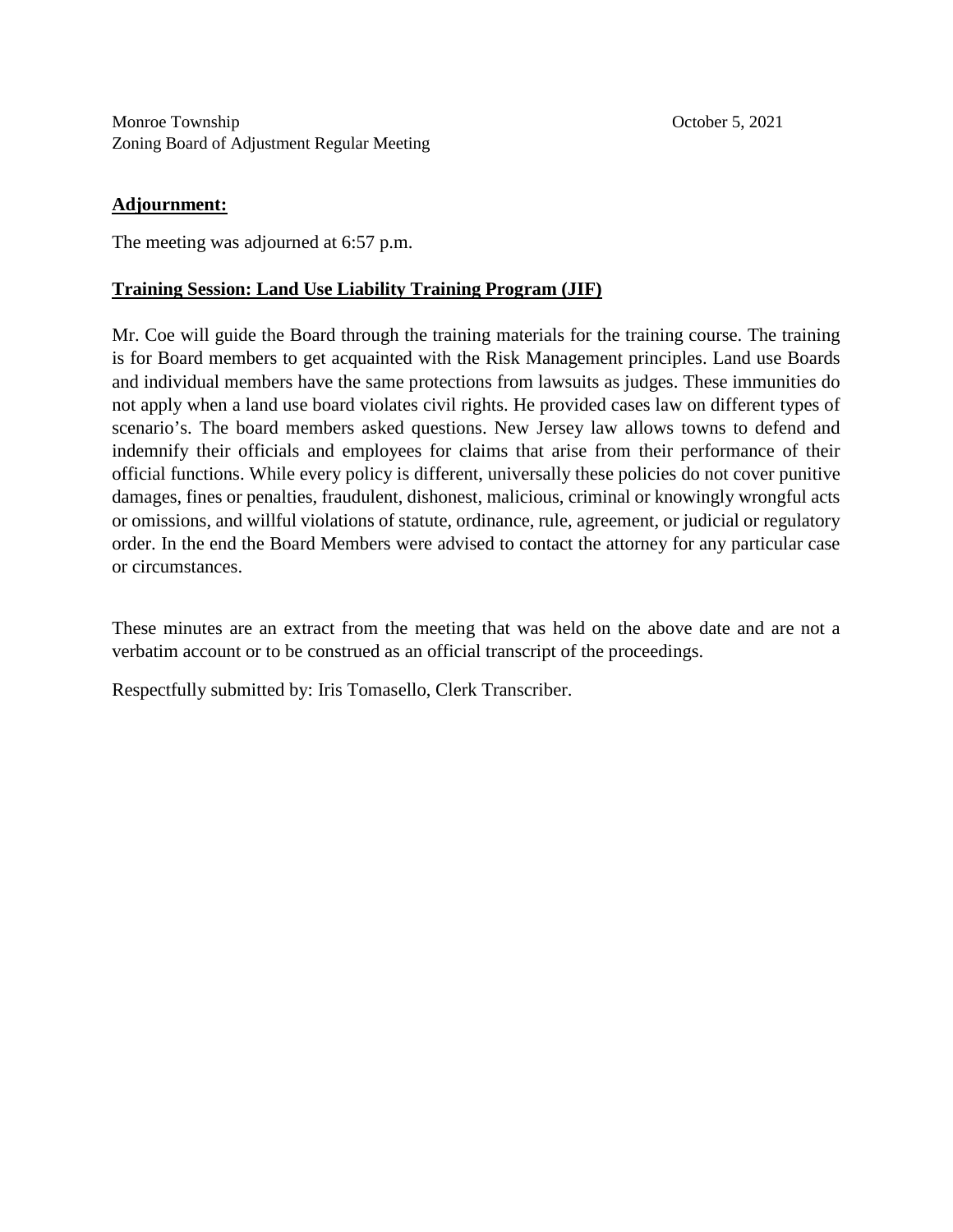**Adjournment:**

The meeting was adjourned at 6:57 p.m.

**Training Session: Land Use Liability Training Program (JIF)**

Mr. Coe will guide the Board through the training materials for the training course. The training is for Board members to get acquainted with the Risk Management principles. Land use Boards and individual members have the same protections from lawsuits as judges. These immunities do not apply when a land use board violates civil rights. He provided cases law on different types of scenario's. The board members asked questions. New Jersey law allows towns to defend and indemnify their officials and employees for claims that arise from their performance of their official functions. While every policy is different, universally these policies do not cover punitive damages, fines or penalties, fraudulent, dishonest, malicious, criminal or knowingly wrongful acts or omissions, and willful violations of statute, ordinance, rule, agreement, or judicial or regulatory order. In the end the Board Members were advised to contact the attorney for any particular case or circumstances.

These minutes are an extract from the meeting that was held on the above date and are not a verbatim account or to be construed as an official transcript of the proceedings.

Respectfully submitted by: Iris Tomasello, Clerk Transcriber.